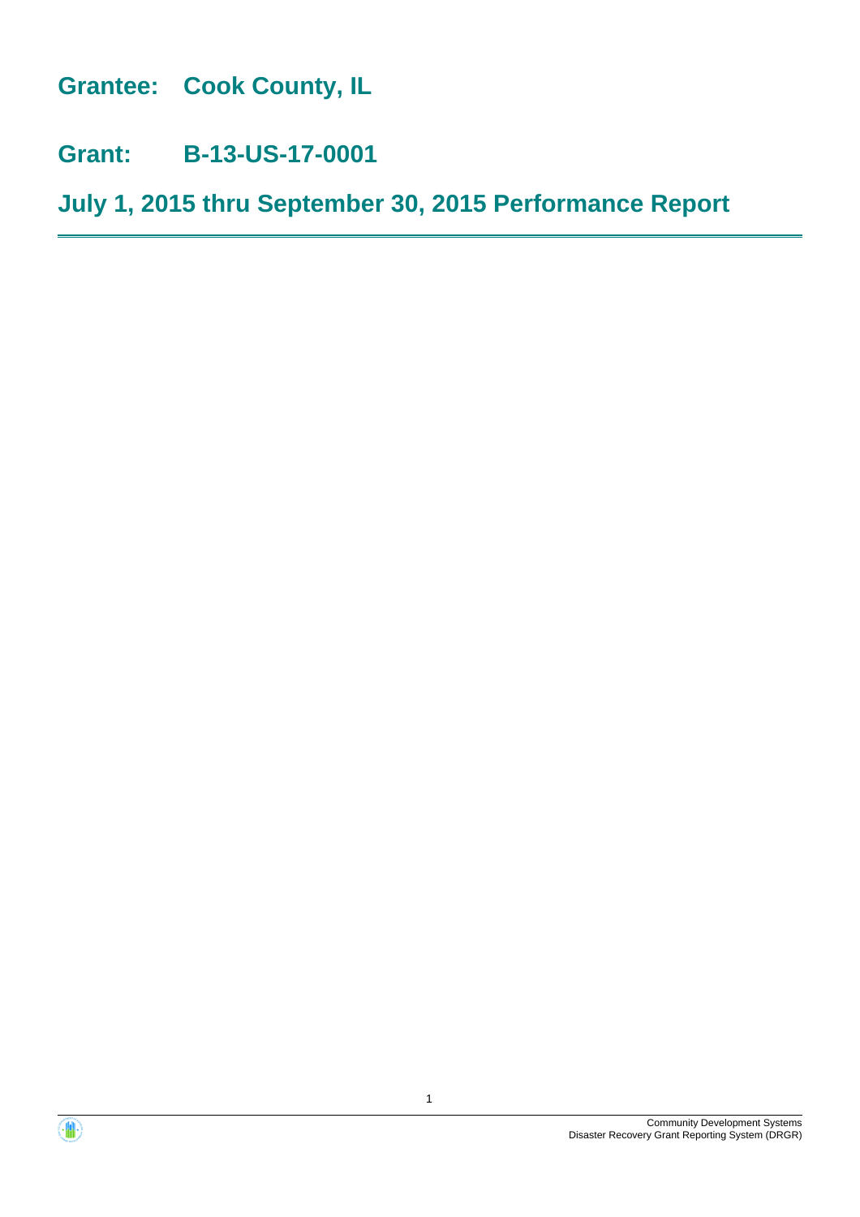# Grantee: Cook County, IL

# Grant: B-13-US-17-0001

# July 1, 2015 thru September 30, 2015 Performance Report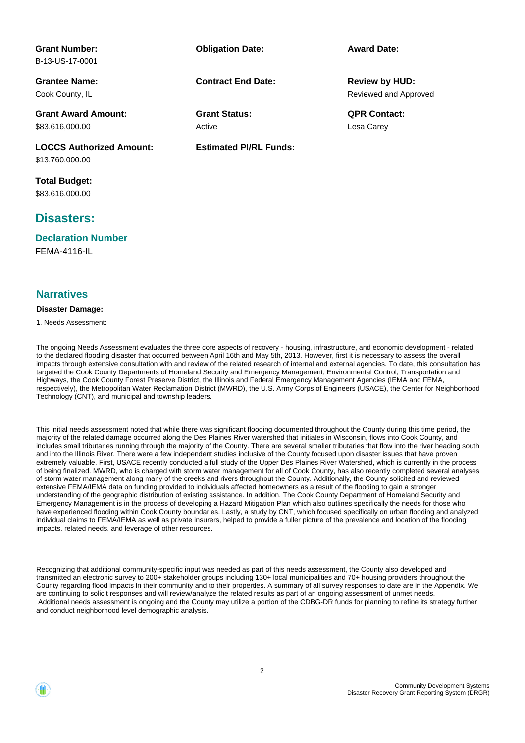**Grant Number:**
B-13-US-17-0001

**Obligation Date:**

**Award Date:**

**Grantee Name:**
Cook County, IL

**Contract End Date:**

**Review by HUD:**
Reviewed and Approved

**Grant Award Amount:**
$83,616,000.00

**Grant Status:**
Active

**QPR Contact:**
Lesa Carey

**LOCCS Authorized Amount:**
$13,760,000.00

**Estimated PI/RL Funds:**

**Total Budget:**
$83,616,000.00

## Disasters:

### Declaration Number

FEMA-4116-IL

### Narratives

**Disaster Damage:**

1. Needs Assessment:

The ongoing Needs Assessment evaluates the three core aspects of recovery - housing, infrastructure, and economic development - related to the declared flooding disaster that occurred between April 16th and May 5th, 2013. However, first it is necessary to assess the overall impacts through extensive consultation with and review of the related research of internal and external agencies. To date, this consultation has targeted the Cook County Departments of Homeland Security and Emergency Management, Environmental Control, Transportation and Highways, the Cook County Forest Preserve District, the Illinois and Federal Emergency Management Agencies (IEMA and FEMA, respectively), the Metropolitan Water Reclamation District (MWRD), the U.S. Army Corps of Engineers (USACE), the Center for Neighborhood Technology (CNT), and municipal and township leaders.

This initial needs assessment noted that while there was significant flooding documented throughout the County during this time period, the majority of the related damage occurred along the Des Plaines River watershed that initiates in Wisconsin, flows into Cook County, and includes small tributaries running through the majority of the County. There are several smaller tributaries that flow into the river heading south and into the Illinois River. There were a few independent studies inclusive of the County focused upon disaster issues that have proven extremely valuable. First, USACE recently conducted a full study of the Upper Des Plaines River Watershed, which is currently in the process of being finalized. MWRD, who is charged with storm water management for all of Cook County, has also recently completed several analyses of storm water management along many of the creeks and rivers throughout the County. Additionally, the County solicited and reviewed extensive FEMA/IEMA data on funding provided to individuals affected homeowners as a result of the flooding to gain a stronger understanding of the geographic distribution of existing assistance. In addition, The Cook County Department of Homeland Security and Emergency Management is in the process of developing a Hazard Mitigation Plan which also outlines specifically the needs for those who have experienced flooding within Cook County boundaries. Lastly, a study by CNT, which focused specifically on urban flooding and analyzed individual claims to FEMA/IEMA as well as private insurers, helped to provide a fuller picture of the prevalence and location of the flooding impacts, related needs, and leverage of other resources.

Recognizing that additional community-specific input was needed as part of this needs assessment, the County also developed and transmitted an electronic survey to 200+ stakeholder groups including 130+ local municipalities and 70+ housing providers throughout the County regarding flood impacts in their community and to their properties. A summary of all survey responses to date are in the Appendix. We are continuing to solicit responses and will review/analyze the related results as part of an ongoing assessment of unmet needs. Additional needs assessment is ongoing and the County may utilize a portion of the CDBG-DR funds for planning to refine its strategy further and conduct neighborhood level demographic analysis.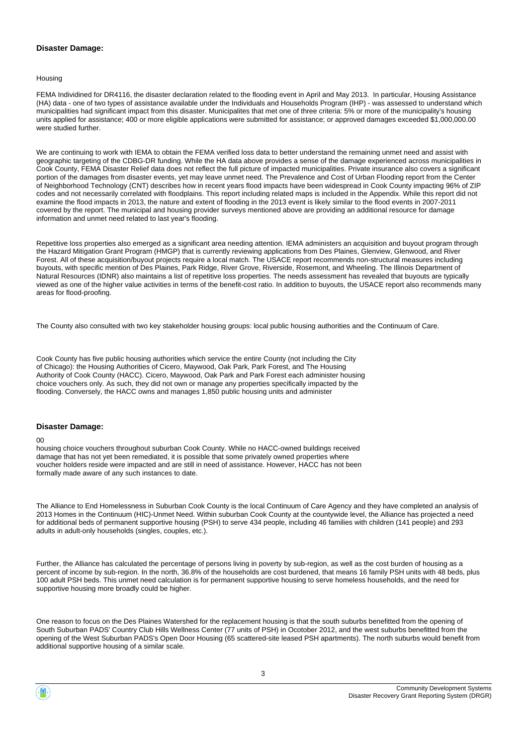**Disaster Damage:**

Housing

FEMA Individined for DR4116, the disaster declaration related to the flooding event in April and May 2013. In particular, Housing Assistance (HA) data - one of two types of assistance available under the Individuals and Households Program (IHP) - was assessed to understand which municipalities had significant impact from this disaster. Municipalites that met one of three criteria: 5% or more of the municipality's housing units applied for assistance; 400 or more eligible applications were submitted for assistance; or approved damages exceeded $1,000,000.00 were studied further.

We are continuing to work with IEMA to obtain the FEMA verified loss data to better understand the remaining unmet need and assist with geographic targeting of the CDBG-DR funding. While the HA data above provides a sense of the damage experienced across municipalities in Cook County, FEMA Disaster Relief data does not reflect the full picture of impacted municipalities. Private insurance also covers a significant portion of the damages from disaster events, yet may leave unmet need. The Prevalence and Cost of Urban Flooding report from the Center of Neighborhood Technology (CNT) describes how in recent years flood impacts have been widespread in Cook County impacting 96% of ZIP codes and not necessarily correlated with floodplains. This report including related maps is included in the Appendix. While this report did not examine the flood impacts in 2013, the nature and extent of flooding in the 2013 event is likely similar to the flood events in 2007-2011 covered by the report. The municipal and housing provider surveys mentioned above are providing an additional resource for damage information and unmet need related to last year's flooding.

Repetitive loss properties also emerged as a significant area needing attention. IEMA administers an acquisition and buyout program through the Hazard Mitigation Grant Program (HMGP) that is currently reviewing applications from Des Plaines, Glenview, Glenwood, and River Forest. All of these acquisition/buyout projects require a local match. The USACE report recommends non-structural measures including buyouts, with specific mention of Des Plaines, Park Ridge, River Grove, Riverside, Rosemont, and Wheeling. The Illinois Department of Natural Resources (IDNR) also maintains a list of repetitive loss properties. The needs assessment has revealed that buyouts are typically viewed as one of the higher value activities in terms of the benefit-cost ratio. In addition to buyouts, the USACE report also recommends many areas for flood-proofing.

The County also consulted with two key stakeholder housing groups: local public housing authorities and the Continuum of Care.

Cook County has five public housing authorities which service the entire County (not including the City of Chicago): the Housing Authorities of Cicero, Maywood, Oak Park, Park Forest, and The Housing Authority of Cook County (HACC). Cicero, Maywood, Oak Park and Park Forest each administer housing choice vouchers only. As such, they did not own or manage any properties specifically impacted by the flooding. Conversely, the HACC owns and manages 1,850 public housing units and administer

**Disaster Damage:**

00

housing choice vouchers throughout suburban Cook County. While no HACC-owned buildings received damage that has not yet been remediated, it is possible that some privately owned properties where voucher holders reside were impacted and are still in need of assistance. However, HACC has not been formally made aware of any such instances to date.

The Alliance to End Homelessness in Suburban Cook County is the local Continuum of Care Agency and they have completed an analysis of 2013 Homes in the Continuum (HIC)-Unmet Need. Within suburban Cook County at the countywide level, the Alliance has projected a need for additional beds of permanent supportive housing (PSH) to serve 434 people, including 46 families with children (141 people) and 293 adults in adult-only households (singles, couples, etc.).

Further, the Alliance has calculated the percentage of persons living in poverty by sub-region, as well as the cost burden of housing as a percent of income by sub-region. In the north, 36.8% of the households are cost burdened, that means 16 family PSH units with 48 beds, plus 100 adult PSH beds. This unmet need calculation is for permanent supportive housing to serve homeless households, and the need for supportive housing more broadly could be higher.

One reason to focus on the Des Plaines Watershed for the replacement housing is that the south suburbs benefitted from the opening of South Suburban PADS' Country Club Hills Wellness Center (77 units of PSH) in Ocotober 2012, and the west suburbs benefitted from the opening of the West Suburban PADS's Open Door Housing (65 scattered-site leased PSH apartments). The north suburbs would benefit from additional supportive housing of a similar scale.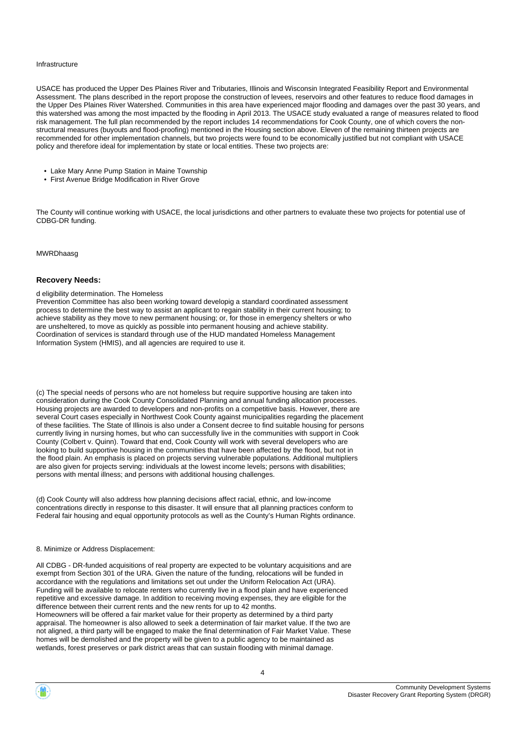Infrastructure

USACE has produced the Upper Des Plaines River and Tributaries, Illinois and Wisconsin Integrated Feasibility Report and Environmental Assessment. The plans described in the report propose the construction of levees, reservoirs and other features to reduce flood damages in the Upper Des Plaines River Watershed. Communities in this area have experienced major flooding and damages over the past 30 years, and this watershed was among the most impacted by the flooding in April 2013. The USACE study evaluated a range of measures related to flood risk management. The full plan recommended by the report includes 14 recommendations for Cook County, one of which covers the non-structural measures (buyouts and flood-proofing) mentioned in the Housing section above. Eleven of the remaining thirteen projects are recommended for other implementation channels, but two projects were found to be economically justified but not compliant with USACE policy and therefore ideal for implementation by state or local entities. These two projects are:

- Lake Mary Anne Pump Station in Maine Township
- First Avenue Bridge Modification in River Grove

The County will continue working with USACE, the local jurisdictions and other partners to evaluate these two projects for potential use of CDBG-DR funding.

MWRDhaasg

### Recovery Needs:

d eligibility determination. The Homeless
Prevention Committee has also been working toward developig a standard coordinated assessment process to determine the best way to assist an applicant to regain stability in their current housing; to achieve stability as they move to new permanent housing; or, for those in emergency shelters or who are unsheltered, to move as quickly as possible into permanent housing and achieve stability. Coordination of services is standard through use of the HUD mandated Homeless Management Information System (HMIS), and all agencies are required to use it.

(c) The special needs of persons who are not homeless but require supportive housing are taken into consideration during the Cook County Consolidated Planning and annual funding allocation processes. Housing projects are awarded to developers and non-profits on a competitive basis. However, there are several Court cases especially in Northwest Cook County against municipalities regarding the placement of these facilities. The State of Illinois is also under a Consent decree to find suitable housing for persons currently living in nursing homes, but who can successfully live in the communities with support in Cook County (Colbert v. Quinn). Toward that end, Cook County will work with several developers who are looking to build supportive housing in the communities that have been affected by the flood, but not in the flood plain. An emphasis is placed on projects serving vulnerable populations. Additional multipliers are also given for projects serving: individuals at the lowest income levels; persons with disabilities; persons with mental illness; and persons with additional housing challenges.

(d) Cook County will also address how planning decisions affect racial, ethnic, and low-income concentrations directly in response to this disaster. It will ensure that all planning practices conform to Federal fair housing and equal opportunity protocols as well as the County's Human Rights ordinance.

8. Minimize or Address Displacement:

All CDBG - DR-funded acquisitions of real property are expected to be voluntary acquisitions and are exempt from Section 301 of the URA. Given the nature of the funding, relocations will be funded in accordance with the regulations and limitations set out under the Uniform Relocation Act (URA). Funding will be available to relocate renters who currently live in a flood plain and have experienced repetitive and excessive damage. In addition to receiving moving expenses, they are eligible for the difference between their current rents and the new rents for up to 42 months.
Homeowners will be offered a fair market value for their property as determined by a third party appraisal. The homeowner is also allowed to seek a determination of fair market value. If the two are not aligned, a third party will be engaged to make the final determination of Fair Market Value. These homes will be demolished and the property will be given to a public agency to be maintained as wetlands, forest preserves or park district areas that can sustain flooding with minimal damage.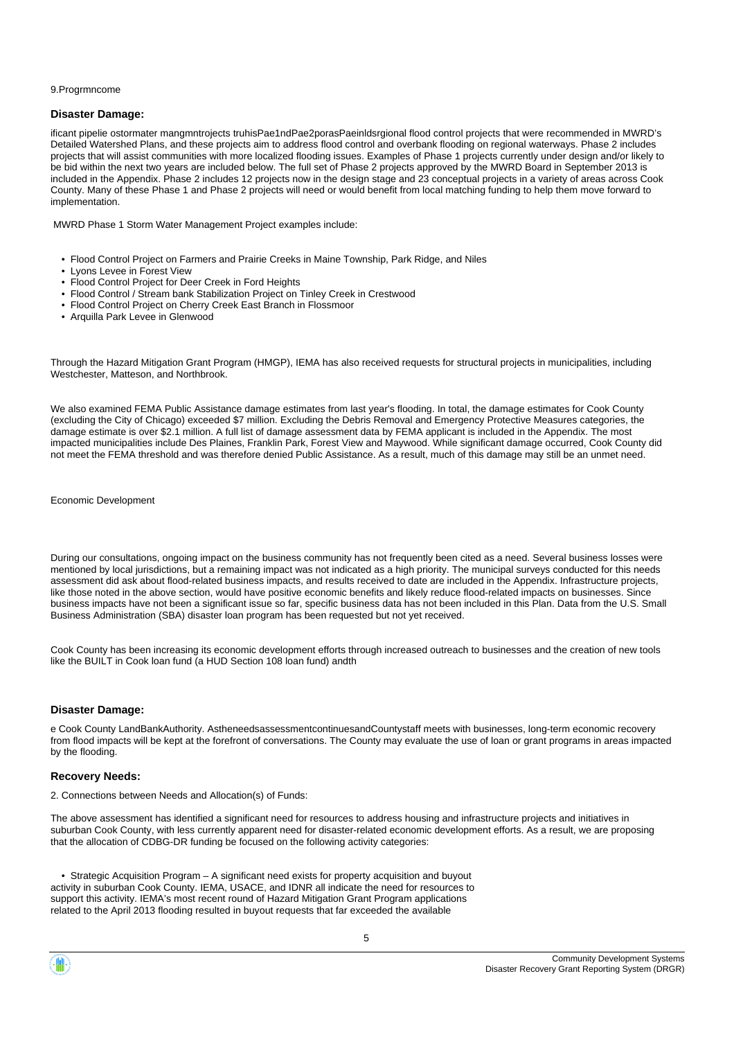9.Progrmncome

### Disaster Damage:

ificant pipelie ostormater mangmntrojects truhisPae1ndPae2porasPaeinldsrgional flood control projects that were recommended in MWRD's Detailed Watershed Plans, and these projects aim to address flood control and overbank flooding on regional waterways. Phase 2 includes projects that will assist communities with more localized flooding issues. Examples of Phase 1 projects currently under design and/or likely to be bid within the next two years are included below. The full set of Phase 2 projects approved by the MWRD Board in September 2013 is included in the Appendix. Phase 2 includes 12 projects now in the design stage and 23 conceptual projects in a variety of areas across Cook County. Many of these Phase 1 and Phase 2 projects will need or would benefit from local matching funding to help them move forward to implementation.

MWRD Phase 1 Storm Water Management Project examples include:

- Flood Control Project on Farmers and Prairie Creeks in Maine Township, Park Ridge, and Niles
- Lyons Levee in Forest View
- Flood Control Project for Deer Creek in Ford Heights
- Flood Control / Stream bank Stabilization Project on Tinley Creek in Crestwood
- Flood Control Project on Cherry Creek East Branch in Flossmoor
- Arquilla Park Levee in Glenwood

Through the Hazard Mitigation Grant Program (HMGP), IEMA has also received requests for structural projects in municipalities, including Westchester, Matteson, and Northbrook.

We also examined FEMA Public Assistance damage estimates from last year's flooding. In total, the damage estimates for Cook County (excluding the City of Chicago) exceeded $7 million. Excluding the Debris Removal and Emergency Protective Measures categories, the damage estimate is over $2.1 million. A full list of damage assessment data by FEMA applicant is included in the Appendix. The most impacted municipalities include Des Plaines, Franklin Park, Forest View and Maywood. While significant damage occurred, Cook County did not meet the FEMA threshold and was therefore denied Public Assistance. As a result, much of this damage may still be an unmet need.

Economic Development

During our consultations, ongoing impact on the business community has not frequently been cited as a need. Several business losses were mentioned by local jurisdictions, but a remaining impact was not indicated as a high priority. The municipal surveys conducted for this needs assessment did ask about flood-related business impacts, and results received to date are included in the Appendix. Infrastructure projects, like those noted in the above section, would have positive economic benefits and likely reduce flood-related impacts on businesses. Since business impacts have not been a significant issue so far, specific business data has not been included in this Plan. Data from the U.S. Small Business Administration (SBA) disaster loan program has been requested but not yet received.

Cook County has been increasing its economic development efforts through increased outreach to businesses and the creation of new tools like the BUILT in Cook loan fund (a HUD Section 108 loan fund) andth

### Disaster Damage:

e Cook County LandBankAuthority. AstheneedsassessmentcontinuesandCountystaff meets with businesses, long-term economic recovery from flood impacts will be kept at the forefront of conversations. The County may evaluate the use of loan or grant programs in areas impacted by the flooding.

### Recovery Needs:

2. Connections between Needs and Allocation(s) of Funds:

The above assessment has identified a significant need for resources to address housing and infrastructure projects and initiatives in suburban Cook County, with less currently apparent need for disaster-related economic development efforts. As a result, we are proposing that the allocation of CDBG-DR funding be focused on the following activity categories:

- Strategic Acquisition Program – A significant need exists for property acquisition and buyout activity in suburban Cook County. IEMA, USACE, and IDNR all indicate the need for resources to support this activity. IEMA's most recent round of Hazard Mitigation Grant Program applications related to the April 2013 flooding resulted in buyout requests that far exceeded the available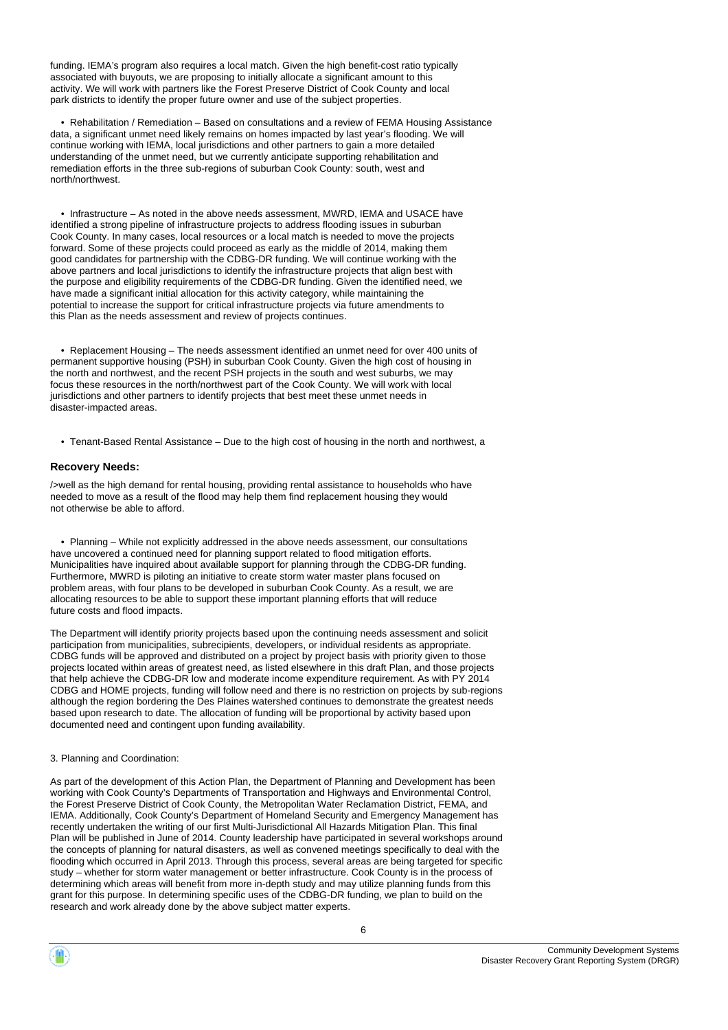funding. IEMA's program also requires a local match. Given the high benefit-cost ratio typically associated with buyouts, we are proposing to initially allocate a significant amount to this activity. We will work with partners like the Forest Preserve District of Cook County and local park districts to identify the proper future owner and use of the subject properties.

• Rehabilitation / Remediation – Based on consultations and a review of FEMA Housing Assistance data, a significant unmet need likely remains on homes impacted by last year's flooding. We will continue working with IEMA, local jurisdictions and other partners to gain a more detailed understanding of the unmet need, but we currently anticipate supporting rehabilitation and remediation efforts in the three sub-regions of suburban Cook County: south, west and north/northwest.

• Infrastructure – As noted in the above needs assessment, MWRD, IEMA and USACE have identified a strong pipeline of infrastructure projects to address flooding issues in suburban Cook County. In many cases, local resources or a local match is needed to move the projects forward. Some of these projects could proceed as early as the middle of 2014, making them good candidates for partnership with the CDBG-DR funding. We will continue working with the above partners and local jurisdictions to identify the infrastructure projects that align best with the purpose and eligibility requirements of the CDBG-DR funding. Given the identified need, we have made a significant initial allocation for this activity category, while maintaining the potential to increase the support for critical infrastructure projects via future amendments to this Plan as the needs assessment and review of projects continues.

• Replacement Housing – The needs assessment identified an unmet need for over 400 units of permanent supportive housing (PSH) in suburban Cook County. Given the high cost of housing in the north and northwest, and the recent PSH projects in the south and west suburbs, we may focus these resources in the north/northwest part of the Cook County. We will work with local jurisdictions and other partners to identify projects that best meet these unmet needs in disaster-impacted areas.

• Tenant-Based Rental Assistance – Due to the high cost of housing in the north and northwest, a

**Recovery Needs:**

/>well as the high demand for rental housing, providing rental assistance to households who have needed to move as a result of the flood may help them find replacement housing they would not otherwise be able to afford.

• Planning – While not explicitly addressed in the above needs assessment, our consultations have uncovered a continued need for planning support related to flood mitigation efforts. Municipalities have inquired about available support for planning through the CDBG-DR funding. Furthermore, MWRD is piloting an initiative to create storm water master plans focused on problem areas, with four plans to be developed in suburban Cook County. As a result, we are allocating resources to be able to support these important planning efforts that will reduce future costs and flood impacts.

The Department will identify priority projects based upon the continuing needs assessment and solicit participation from municipalities, subrecipients, developers, or individual residents as appropriate. CDBG funds will be approved and distributed on a project by project basis with priority given to those projects located within areas of greatest need, as listed elsewhere in this draft Plan, and those projects that help achieve the CDBG-DR low and moderate income expenditure requirement. As with PY 2014 CDBG and HOME projects, funding will follow need and there is no restriction on projects by sub-regions although the region bordering the Des Plaines watershed continues to demonstrate the greatest needs based upon research to date. The allocation of funding will be proportional by activity based upon documented need and contingent upon funding availability.

3. Planning and Coordination:

As part of the development of this Action Plan, the Department of Planning and Development has been working with Cook County's Departments of Transportation and Highways and Environmental Control, the Forest Preserve District of Cook County, the Metropolitan Water Reclamation District, FEMA, and IEMA. Additionally, Cook County's Department of Homeland Security and Emergency Management has recently undertaken the writing of our first Multi-Jurisdictional All Hazards Mitigation Plan. This final Plan will be published in June of 2014. County leadership have participated in several workshops around the concepts of planning for natural disasters, as well as convened meetings specifically to deal with the flooding which occurred in April 2013. Through this process, several areas are being targeted for specific study – whether for storm water management or better infrastructure. Cook County is in the process of determining which areas will benefit from more in-depth study and may utilize planning funds from this grant for this purpose. In determining specific uses of the CDBG-DR funding, we plan to build on the research and work already done by the above subject matter experts.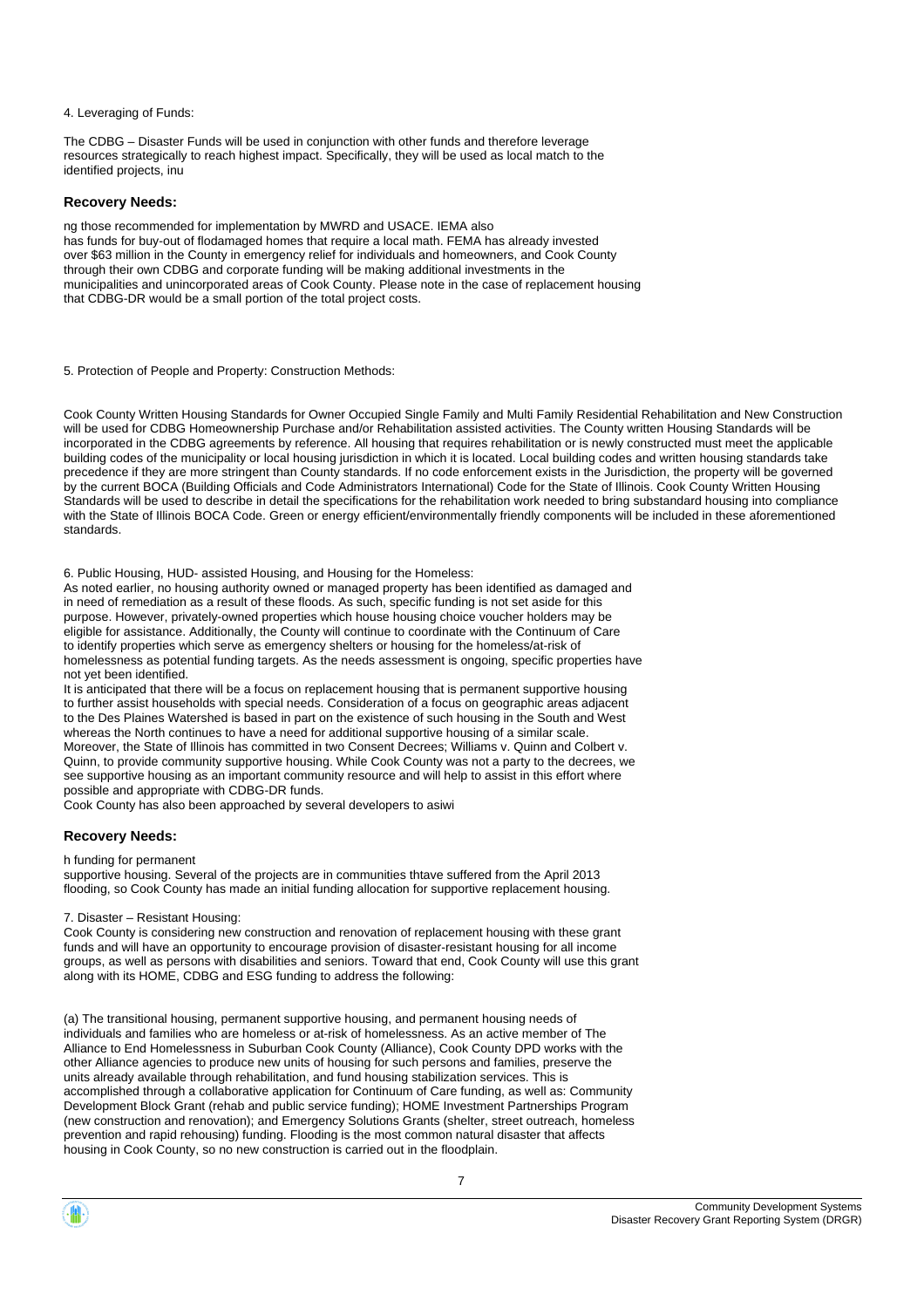4. Leveraging of Funds:

The CDBG – Disaster Funds will be used in conjunction with other funds and therefore leverage resources strategically to reach highest impact. Specifically, they will be used as local match to the identified projects, inu

### Recovery Needs:

ng those recommended for implementation by MWRD and USACE. IEMA also has funds for buy-out of flodamaged homes that require a local math. FEMA has already invested over $63 million in the County in emergency relief for individuals and homeowners, and Cook County through their own CDBG and corporate funding will be making additional investments in the municipalities and unincorporated areas of Cook County. Please note in the case of replacement housing that CDBG-DR would be a small portion of the total project costs.

5. Protection of People and Property: Construction Methods:

Cook County Written Housing Standards for Owner Occupied Single Family and Multi Family Residential Rehabilitation and New Construction will be used for CDBG Homeownership Purchase and/or Rehabilitation assisted activities. The County written Housing Standards will be incorporated in the CDBG agreements by reference. All housing that requires rehabilitation or is newly constructed must meet the applicable building codes of the municipality or local housing jurisdiction in which it is located. Local building codes and written housing standards take precedence if they are more stringent than County standards. If no code enforcement exists in the Jurisdiction, the property will be governed by the current BOCA (Building Officials and Code Administrators International) Code for the State of Illinois. Cook County Written Housing Standards will be used to describe in detail the specifications for the rehabilitation work needed to bring substandard housing into compliance with the State of Illinois BOCA Code. Green or energy efficient/environmentally friendly components will be included in these aforementioned standards.

6. Public Housing, HUD- assisted Housing, and Housing for the Homeless:
As noted earlier, no housing authority owned or managed property has been identified as damaged and in need of remediation as a result of these floods. As such, specific funding is not set aside for this purpose. However, privately-owned properties which house housing choice voucher holders may be eligible for assistance. Additionally, the County will continue to coordinate with the Continuum of Care to identify properties which serve as emergency shelters or housing for the homeless/at-risk of homelessness as potential funding targets. As the needs assessment is ongoing, specific properties have not yet been identified.
It is anticipated that there will be a focus on replacement housing that is permanent supportive housing to further assist households with special needs. Consideration of a focus on geographic areas adjacent to the Des Plaines Watershed is based in part on the existence of such housing in the South and West whereas the North continues to have a need for additional supportive housing of a similar scale. Moreover, the State of Illinois has committed in two Consent Decrees; Williams v. Quinn and Colbert v. Quinn, to provide community supportive housing. While Cook County was not a party to the decrees, we see supportive housing as an important community resource and will help to assist in this effort where possible and appropriate with CDBG-DR funds.
Cook County has also been approached by several developers to asiwi

### Recovery Needs:

h funding for permanent
supportive housing. Several of the projects are in communities thtave suffered from the April 2013 flooding, so Cook County has made an initial funding allocation for supportive replacement housing.

7. Disaster – Resistant Housing:
Cook County is considering new construction and renovation of replacement housing with these grant funds and will have an opportunity to encourage provision of disaster-resistant housing for all income groups, as well as persons with disabilities and seniors. Toward that end, Cook County will use this grant along with its HOME, CDBG and ESG funding to address the following:

(a) The transitional housing, permanent supportive housing, and permanent housing needs of individuals and families who are homeless or at-risk of homelessness. As an active member of The Alliance to End Homelessness in Suburban Cook County (Alliance), Cook County DPD works with the other Alliance agencies to produce new units of housing for such persons and families, preserve the units already available through rehabilitation, and fund housing stabilization services. This is accomplished through a collaborative application for Continuum of Care funding, as well as: Community Development Block Grant (rehab and public service funding); HOME Investment Partnerships Program (new construction and renovation); and Emergency Solutions Grants (shelter, street outreach, homeless prevention and rapid rehousing) funding. Flooding is the most common natural disaster that affects housing in Cook County, so no new construction is carried out in the floodplain.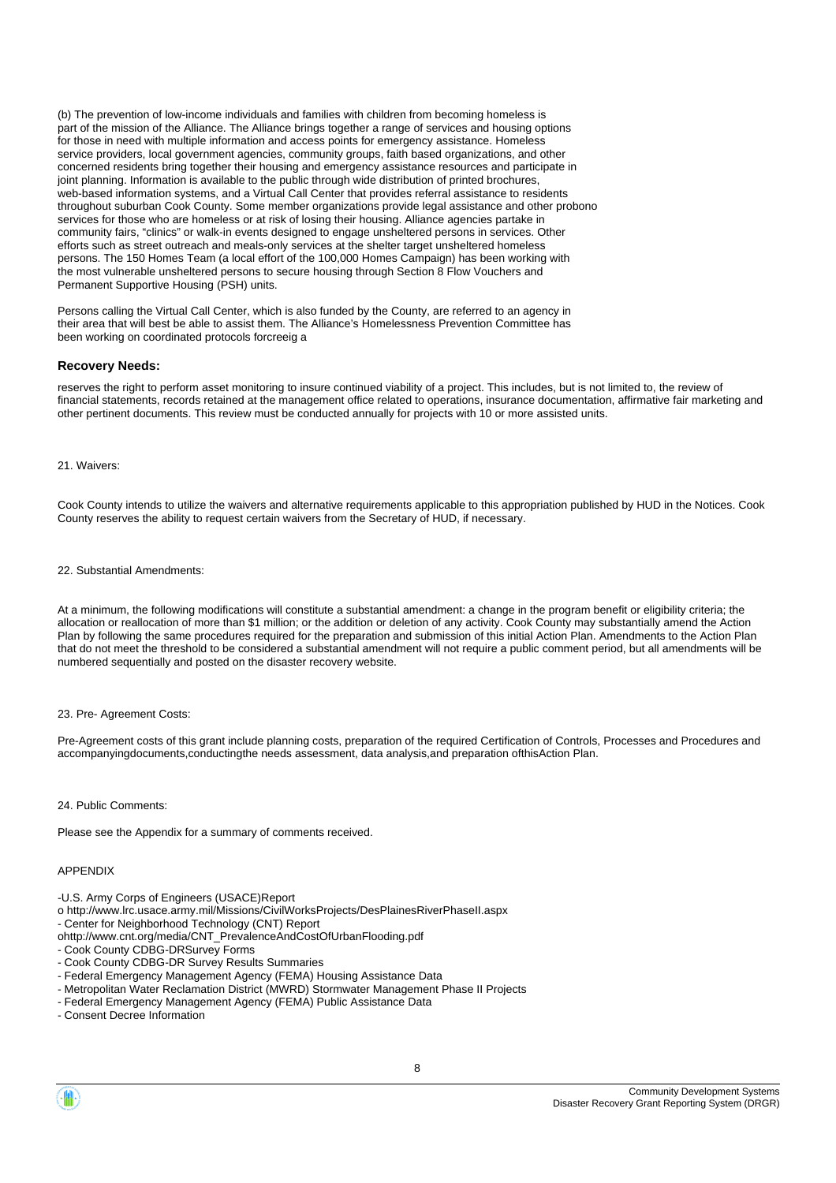(b) The prevention of low-income individuals and families with children from becoming homeless is part of the mission of the Alliance. The Alliance brings together a range of services and housing options for those in need with multiple information and access points for emergency assistance. Homeless service providers, local government agencies, community groups, faith based organizations, and other concerned residents bring together their housing and emergency assistance resources and participate in joint planning. Information is available to the public through wide distribution of printed brochures, web-based information systems, and a Virtual Call Center that provides referral assistance to residents throughout suburban Cook County. Some member organizations provide legal assistance and other probono services for those who are homeless or at risk of losing their housing. Alliance agencies partake in community fairs, "clinics" or walk-in events designed to engage unsheltered persons in services. Other efforts such as street outreach and meals-only services at the shelter target unsheltered homeless persons. The 150 Homes Team (a local effort of the 100,000 Homes Campaign) has been working with the most vulnerable unsheltered persons to secure housing through Section 8 Flow Vouchers and Permanent Supportive Housing (PSH) units.

Persons calling the Virtual Call Center, which is also funded by the County, are referred to an agency in their area that will best be able to assist them. The Alliance's Homelessness Prevention Committee has been working on coordinated protocols forcreeig a

**Recovery Needs:**

reserves the right to perform asset monitoring to insure continued viability of a project. This includes, but is not limited to, the review of financial statements, records retained at the management office related to operations, insurance documentation, affirmative fair marketing and other pertinent documents. This review must be conducted annually for projects with 10 or more assisted units.

21. Waivers:

Cook County intends to utilize the waivers and alternative requirements applicable to this appropriation published by HUD in the Notices. Cook County reserves the ability to request certain waivers from the Secretary of HUD, if necessary.

22. Substantial Amendments:

At a minimum, the following modifications will constitute a substantial amendment: a change in the program benefit or eligibility criteria; the allocation or reallocation of more than $1 million; or the addition or deletion of any activity. Cook County may substantially amend the Action Plan by following the same procedures required for the preparation and submission of this initial Action Plan. Amendments to the Action Plan that do not meet the threshold to be considered a substantial amendment will not require a public comment period, but all amendments will be numbered sequentially and posted on the disaster recovery website.

23. Pre- Agreement Costs:

Pre-Agreement costs of this grant include planning costs, preparation of the required Certification of Controls, Processes and Procedures and accompanyingdocuments,conductingthe needs assessment, data analysis,and preparation ofthisAction Plan.

24. Public Comments:

Please see the Appendix for a summary of comments received.

APPENDIX

-U.S. Army Corps of Engineers (USACE)Report
o http://www.lrc.usace.army.mil/Missions/CivilWorksProjects/DesPlainesRiverPhaseII.aspx
- Center for Neighborhood Technology (CNT) Report
ohttp://www.cnt.org/media/CNT_PrevalenceAndCostOfUrbanFlooding.pdf
- Cook County CDBG-DRSurvey Forms
- Cook County CDBG-DR Survey Results Summaries
- Federal Emergency Management Agency (FEMA) Housing Assistance Data
- Metropolitan Water Reclamation District (MWRD) Stormwater Management Phase II Projects
- Federal Emergency Management Agency (FEMA) Public Assistance Data
- Consent Decree Information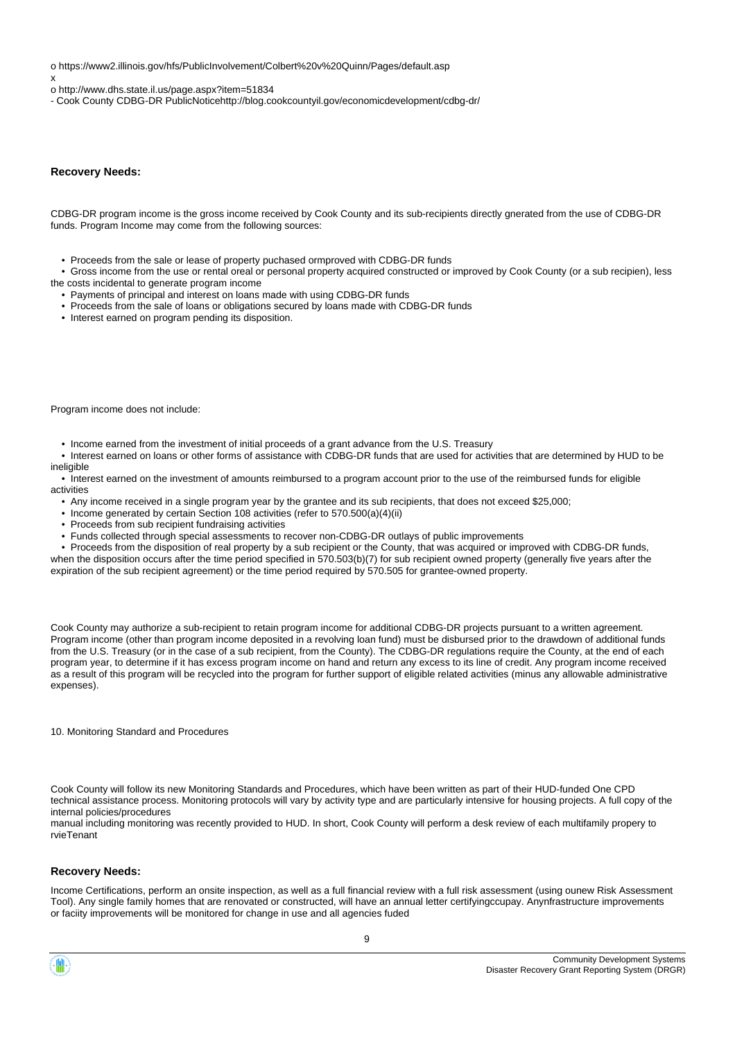o https://www2.illinois.gov/hfs/PublicInvolvement/Colbert%20v%20Quinn/Pages/default.asp
x
o http://www.dhs.state.il.us/page.aspx?item=51834
- Cook County CDBG-DR PublicNoticehttp://blog.cookcountyil.gov/economicdevelopment/cdbg-dr/

**Recovery Needs:**

CDBG-DR program income is the gross income received by Cook County and its sub-recipients directly gnerated from the use of CDBG-DR funds. Program Income may come from the following sources:

- Proceeds from the sale or lease of property puchased ormproved with CDBG-DR funds
- Gross income from the use or rental oreal or personal property acquired constructed or improved by Cook County (or a sub recipien), less the costs incidental to generate program income
- Payments of principal and interest on loans made with using CDBG-DR funds
- Proceeds from the sale of loans or obligations secured by loans made with CDBG-DR funds
- Interest earned on program pending its disposition.

Program income does not include:

- Income earned from the investment of initial proceeds of a grant advance from the U.S. Treasury
- Interest earned on loans or other forms of assistance with CDBG-DR funds that are used for activities that are determined by HUD to be ineligible
- Interest earned on the investment of amounts reimbursed to a program account prior to the use of the reimbursed funds for eligible activities
- Any income received in a single program year by the grantee and its sub recipients, that does not exceed $25,000;
- Income generated by certain Section 108 activities (refer to 570.500(a)(4)(ii)
- Proceeds from sub recipient fundraising activities
- Funds collected through special assessments to recover non-CDBG-DR outlays of public improvements
- Proceeds from the disposition of real property by a sub recipient or the County, that was acquired or improved with CDBG-DR funds, when the disposition occurs after the time period specified in 570.503(b)(7) for sub recipient owned property (generally five years after the expiration of the sub recipient agreement) or the time period required by 570.505 for grantee-owned property.

Cook County may authorize a sub-recipient to retain program income for additional CDBG-DR projects pursuant to a written agreement. Program income (other than program income deposited in a revolving loan fund) must be disbursed prior to the drawdown of additional funds from the U.S. Treasury (or in the case of a sub recipient, from the County). The CDBG-DR regulations require the County, at the end of each program year, to determine if it has excess program income on hand and return any excess to its line of credit. Any program income received as a result of this program will be recycled into the program for further support of eligible related activities (minus any allowable administrative expenses).

10. Monitoring Standard and Procedures

Cook County will follow its new Monitoring Standards and Procedures, which have been written as part of their HUD-funded One CPD technical assistance process. Monitoring protocols will vary by activity type and are particularly intensive for housing projects. A full copy of the internal policies/procedures
manual including monitoring was recently provided to HUD. In short, Cook County will perform a desk review of each multifamily propery to rvieTenant

**Recovery Needs:**

Income Certifications, perform an onsite inspection, as well as a full financial review with a full risk assessment (using ounew Risk Assessment Tool). Any single family homes that are renovated or constructed, will have an annual letter certifyingccupay. Anynfrastructure improvements or faciity improvements will be monitored for change in use and all agencies fuded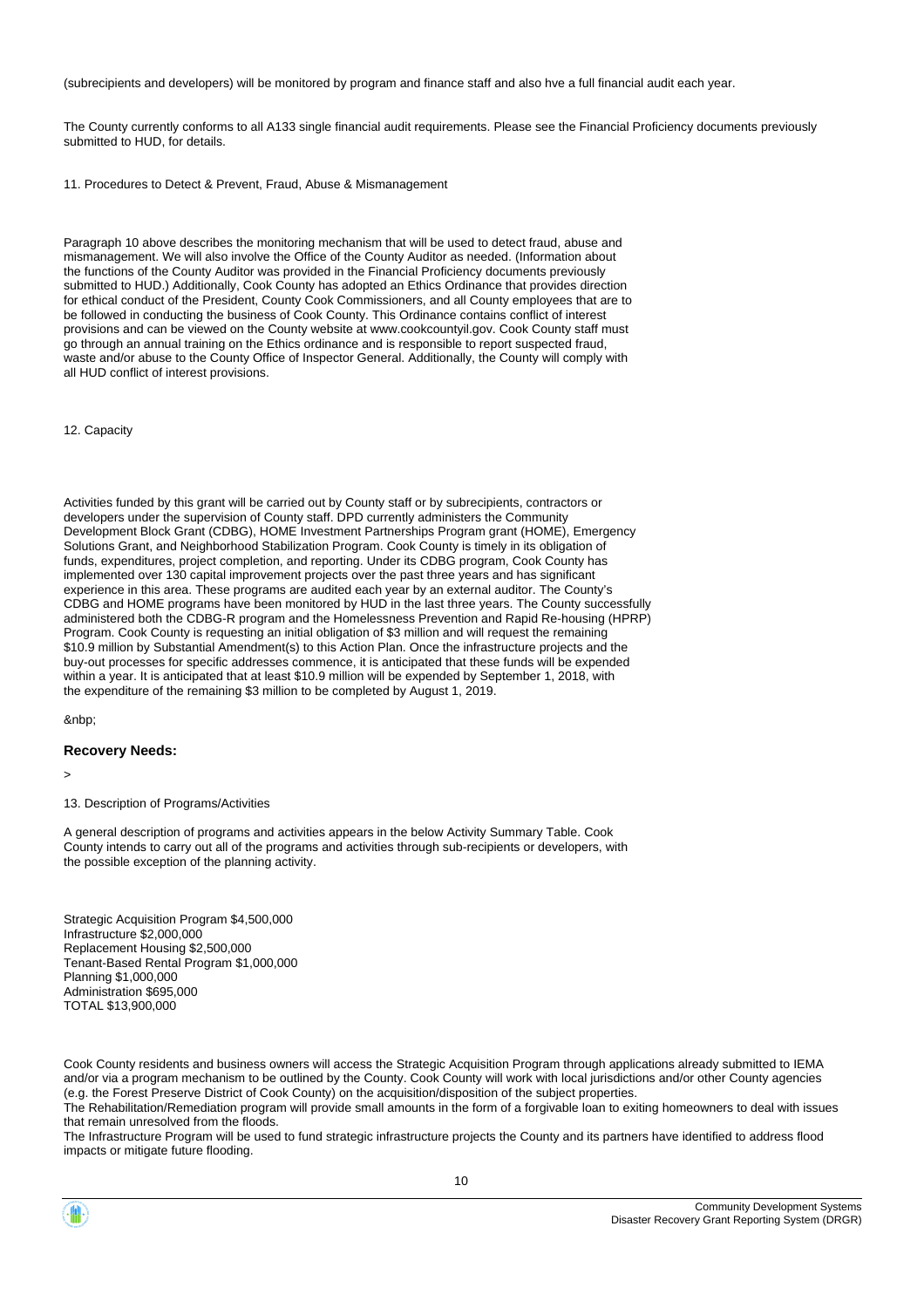(subrecipients and developers) will be monitored by program and finance staff and also hve a full financial audit each year.

The County currently conforms to all A133 single financial audit requirements. Please see the Financial Proficiency documents previously submitted to HUD, for details.

11. Procedures to Detect & Prevent, Fraud, Abuse & Mismanagement

Paragraph 10 above describes the monitoring mechanism that will be used to detect fraud, abuse and mismanagement. We will also involve the Office of the County Auditor as needed. (Information about the functions of the County Auditor was provided in the Financial Proficiency documents previously submitted to HUD.) Additionally, Cook County has adopted an Ethics Ordinance that provides direction for ethical conduct of the President, County Cook Commissioners, and all County employees that are to be followed in conducting the business of Cook County. This Ordinance contains conflict of interest provisions and can be viewed on the County website at www.cookcountyil.gov. Cook County staff must go through an annual training on the Ethics ordinance and is responsible to report suspected fraud, waste and/or abuse to the County Office of Inspector General. Additionally, the County will comply with all HUD conflict of interest provisions.

12. Capacity

Activities funded by this grant will be carried out by County staff or by subrecipients, contractors or developers under the supervision of County staff. DPD currently administers the Community Development Block Grant (CDBG), HOME Investment Partnerships Program grant (HOME), Emergency Solutions Grant, and Neighborhood Stabilization Program. Cook County is timely in its obligation of funds, expenditures, project completion, and reporting. Under its CDBG program, Cook County has implemented over 130 capital improvement projects over the past three years and has significant experience in this area. These programs are audited each year by an external auditor. The County's CDBG and HOME programs have been monitored by HUD in the last three years. The County successfully administered both the CDBG-R program and the Homelessness Prevention and Rapid Re-housing (HPRP) Program. Cook County is requesting an initial obligation of $3 million and will request the remaining $10.9 million by Substantial Amendment(s) to this Action Plan. Once the infrastructure projects and the buy-out processes for specific addresses commence, it is anticipated that these funds will be expended within a year. It is anticipated that at least $10.9 million will be expended by September 1, 2018, with the expenditure of the remaining $3 million to be completed by August 1, 2019.

&nbp;

**Recovery Needs:**

>

13. Description of Programs/Activities

A general description of programs and activities appears in the below Activity Summary Table. Cook County intends to carry out all of the programs and activities through sub-recipients or developers, with the possible exception of the planning activity.

Strategic Acquisition Program $4,500,000
Infrastructure $2,000,000
Replacement Housing $2,500,000
Tenant-Based Rental Program $1,000,000
Planning $1,000,000
Administration $695,000
TOTAL $13,900,000

Cook County residents and business owners will access the Strategic Acquisition Program through applications already submitted to IEMA and/or via a program mechanism to be outlined by the County. Cook County will work with local jurisdictions and/or other County agencies (e.g. the Forest Preserve District of Cook County) on the acquisition/disposition of the subject properties.
The Rehabilitation/Remediation program will provide small amounts in the form of a forgivable loan to exiting homeowners to deal with issues that remain unresolved from the floods.
The Infrastructure Program will be used to fund strategic infrastructure projects the County and its partners have identified to address flood impacts or mitigate future flooding.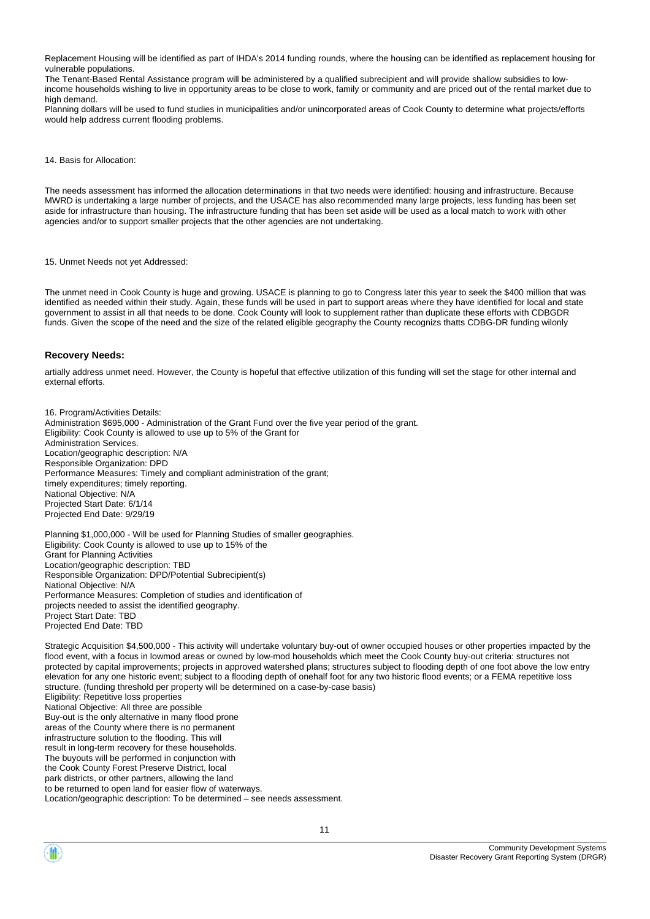Replacement Housing will be identified as part of IHDA's 2014 funding rounds, where the housing can be identified as replacement housing for vulnerable populations.
The Tenant-Based Rental Assistance program will be administered by a qualified subrecipient and will provide shallow subsidies to low-income households wishing to live in opportunity areas to be close to work, family or community and are priced out of the rental market due to high demand.
Planning dollars will be used to fund studies in municipalities and/or unincorporated areas of Cook County to determine what projects/efforts would help address current flooding problems.

14. Basis for Allocation:

The needs assessment has informed the allocation determinations in that two needs were identified: housing and infrastructure. Because MWRD is undertaking a large number of projects, and the USACE has also recommended many large projects, less funding has been set aside for infrastructure than housing. The infrastructure funding that has been set aside will be used as a local match to work with other agencies and/or to support smaller projects that the other agencies are not undertaking.

15. Unmet Needs not yet Addressed:

The unmet need in Cook County is huge and growing. USACE is planning to go to Congress later this year to seek the $400 million that was identified as needed within their study. Again, these funds will be used in part to support areas where they have identified for local and state government to assist in all that needs to be done. Cook County will look to supplement rather than duplicate these efforts with CDBGDR funds. Given the scope of the need and the size of the related eligible geography the County recognizs thatts CDBG-DR funding wilonly

## Recovery Needs:

artially address unmet need. However, the County is hopeful that effective utilization of this funding will set the stage for other internal and external efforts.

16. Program/Activities Details:
Administration $695,000 - Administration of the Grant Fund over the five year period of the grant.
Eligibility: Cook County is allowed to use up to 5% of the Grant for
Administration Services.
Location/geographic description: N/A
Responsible Organization: DPD
Performance Measures: Timely and compliant administration of the grant;
timely expenditures; timely reporting.
National Objective: N/A
Projected Start Date: 6/1/14
Projected End Date: 9/29/19

Planning $1,000,000 - Will be used for Planning Studies of smaller geographies.
Eligibility: Cook County is allowed to use up to 15% of the
Grant for Planning Activities
Location/geographic description: TBD
Responsible Organization: DPD/Potential Subrecipient(s)
National Objective: N/A
Performance Measures: Completion of studies and identification of
projects needed to assist the identified geography.
Project Start Date: TBD
Projected End Date: TBD

Strategic Acquisition $4,500,000 - This activity will undertake voluntary buy-out of owner occupied houses or other properties impacted by the flood event, with a focus in lowmod areas or owned by low-mod households which meet the Cook County buy-out criteria: structures not protected by capital improvements; projects in approved watershed plans; structures subject to flooding depth of one foot above the low entry elevation for any one historic event; subject to a flooding depth of onehalf foot for any two historic flood events; or a FEMA repetitive loss structure. (funding threshold per property will be determined on a case-by-case basis)
Eligibility: Repetitive loss properties
National Objective: All three are possible
Buy-out is the only alternative in many flood prone
areas of the County where there is no permanent
infrastructure solution to the flooding. This will
result in long-term recovery for these households.
The buyouts will be performed in conjunction with
the Cook County Forest Preserve District, local
park districts, or other partners, allowing the land
to be returned to open land for easier flow of waterways.
Location/geographic description: To be determined – see needs assessment.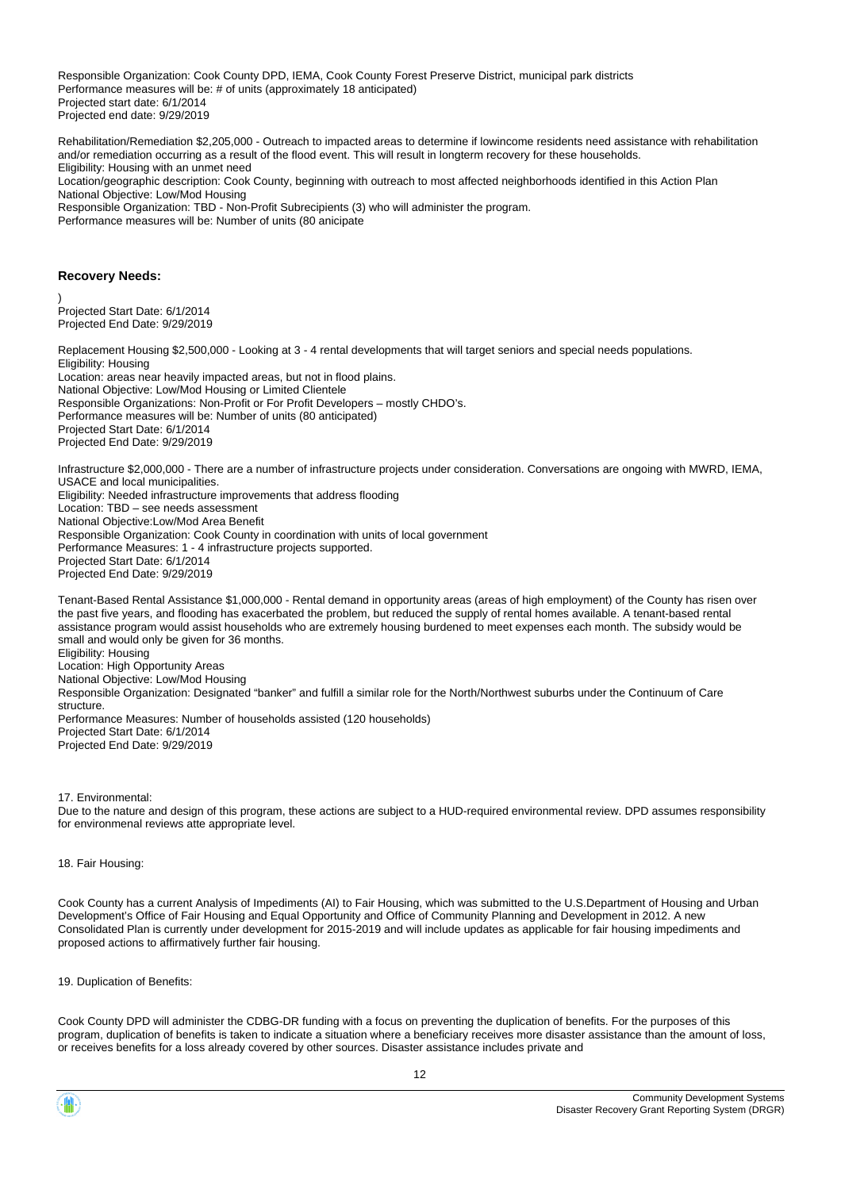Responsible Organization: Cook County DPD, IEMA, Cook County Forest Preserve District, municipal park districts
Performance measures will be: # of units (approximately 18 anticipated)
Projected start date: 6/1/2014
Projected end date: 9/29/2019

Rehabilitation/Remediation $2,205,000 - Outreach to impacted areas to determine if lowincome residents need assistance with rehabilitation and/or remediation occurring as a result of the flood event. This will result in longterm recovery for these households.
Eligibility: Housing with an unmet need
Location/geographic description: Cook County, beginning with outreach to most affected neighborhoods identified in this Action Plan
National Objective: Low/Mod Housing
Responsible Organization: TBD - Non-Profit Subrecipients (3) who will administer the program.
Performance measures will be: Number of units (80 anicipate

### Recovery Needs:

)
Projected Start Date: 6/1/2014
Projected End Date: 9/29/2019

Replacement Housing $2,500,000 - Looking at 3 - 4 rental developments that will target seniors and special needs populations.
Eligibility: Housing
Location: areas near heavily impacted areas, but not in flood plains.
National Objective: Low/Mod Housing or Limited Clientele
Responsible Organizations: Non-Profit or For Profit Developers – mostly CHDO's.
Performance measures will be: Number of units (80 anticipated)
Projected Start Date: 6/1/2014
Projected End Date: 9/29/2019

Infrastructure $2,000,000 - There are a number of infrastructure projects under consideration. Conversations are ongoing with MWRD, IEMA, USACE and local municipalities.
Eligibility: Needed infrastructure improvements that address flooding
Location: TBD – see needs assessment
National Objective:Low/Mod Area Benefit
Responsible Organization: Cook County in coordination with units of local government
Performance Measures: 1 - 4 infrastructure projects supported.
Projected Start Date: 6/1/2014
Projected End Date: 9/29/2019

Tenant-Based Rental Assistance $1,000,000 - Rental demand in opportunity areas (areas of high employment) of the County has risen over the past five years, and flooding has exacerbated the problem, but reduced the supply of rental homes available. A tenant-based rental assistance program would assist households who are extremely housing burdened to meet expenses each month. The subsidy would be small and would only be given for 36 months.
Eligibility: Housing
Location: High Opportunity Areas
National Objective: Low/Mod Housing
Responsible Organization: Designated "banker" and fulfill a similar role for the North/Northwest suburbs under the Continuum of Care structure.
Performance Measures: Number of households assisted (120 households)
Projected Start Date: 6/1/2014
Projected End Date: 9/29/2019

17. Environmental:
Due to the nature and design of this program, these actions are subject to a HUD-required environmental review. DPD assumes responsibility for environmenal reviews atte appropriate level.

18. Fair Housing:

Cook County has a current Analysis of Impediments (AI) to Fair Housing, which was submitted to the U.S.Department of Housing and Urban Development's Office of Fair Housing and Equal Opportunity and Office of Community Planning and Development in 2012. A new Consolidated Plan is currently under development for 2015-2019 and will include updates as applicable for fair housing impediments and proposed actions to affirmatively further fair housing.

19. Duplication of Benefits:

Cook County DPD will administer the CDBG-DR funding with a focus on preventing the duplication of benefits. For the purposes of this program, duplication of benefits is taken to indicate a situation where a beneficiary receives more disaster assistance than the amount of loss, or receives benefits for a loss already covered by other sources. Disaster assistance includes private and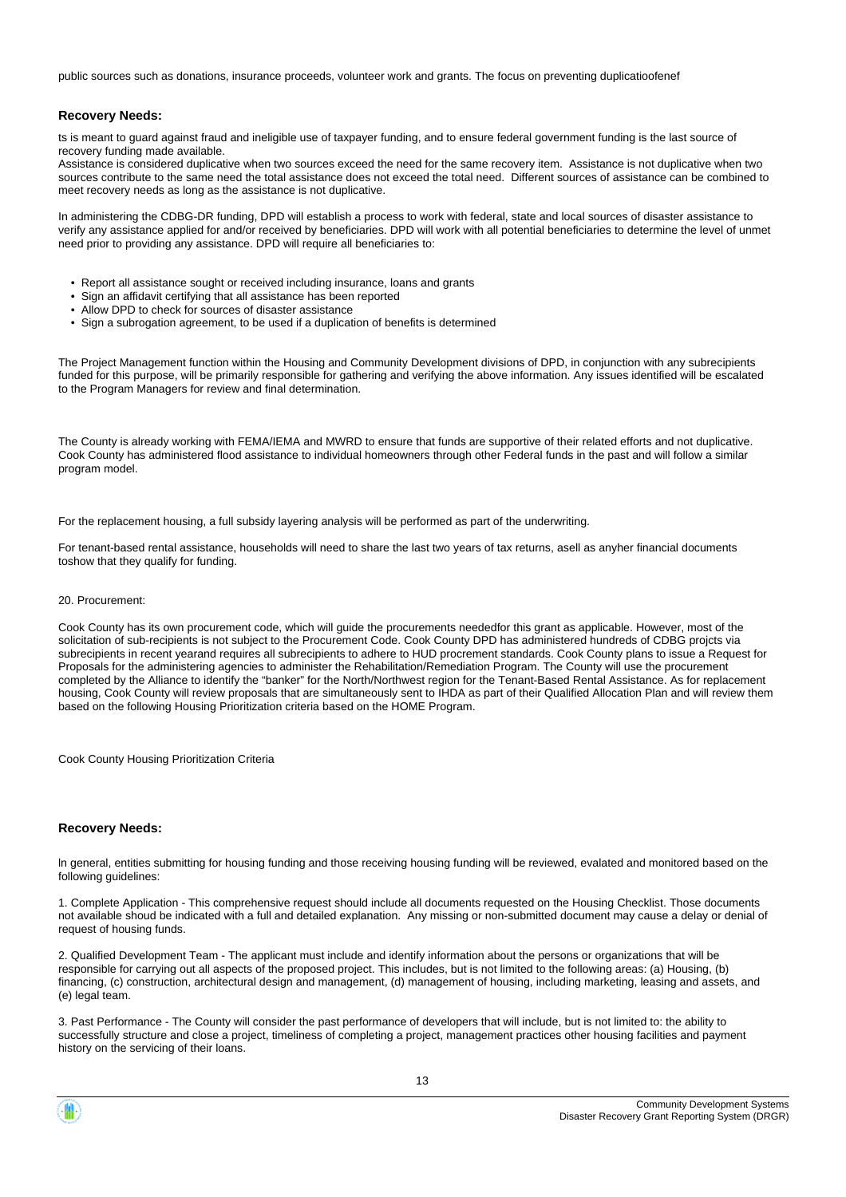public sources such as donations, insurance proceeds, volunteer work and grants. The focus on preventing duplicatioofenef

### Recovery Needs:

ts is meant to guard against fraud and ineligible use of taxpayer funding, and to ensure federal government funding is the last source of recovery funding made available.
Assistance is considered duplicative when two sources exceed the need for the same recovery item. Assistance is not duplicative when two sources contribute to the same need the total assistance does not exceed the total need. Different sources of assistance can be combined to meet recovery needs as long as the assistance is not duplicative.

In administering the CDBG-DR funding, DPD will establish a process to work with federal, state and local sources of disaster assistance to verify any assistance applied for and/or received by beneficiaries. DPD will work with all potential beneficiaries to determine the level of unmet need prior to providing any assistance. DPD will require all beneficiaries to:

- Report all assistance sought or received including insurance, loans and grants
- Sign an affidavit certifying that all assistance has been reported
- Allow DPD to check for sources of disaster assistance
- Sign a subrogation agreement, to be used if a duplication of benefits is determined

The Project Management function within the Housing and Community Development divisions of DPD, in conjunction with any subrecipients funded for this purpose, will be primarily responsible for gathering and verifying the above information. Any issues identified will be escalated to the Program Managers for review and final determination.

The County is already working with FEMA/IEMA and MWRD to ensure that funds are supportive of their related efforts and not duplicative. Cook County has administered flood assistance to individual homeowners through other Federal funds in the past and will follow a similar program model.

For the replacement housing, a full subsidy layering analysis will be performed as part of the underwriting.

For tenant-based rental assistance, households will need to share the last two years of tax returns, asell as anyher financial documents toshow that they qualify for funding.

20. Procurement:

Cook County has its own procurement code, which will guide the procurements neededfor this grant as applicable. However, most of the solicitation of sub-recipients is not subject to the Procurement Code. Cook County DPD has administered hundreds of CDBG projcts via subrecipients in recent yearand requires all subrecipients to adhere to HUD procrement standards. Cook County plans to issue a Request for Proposals for the administering agencies to administer the Rehabilitation/Remediation Program. The County will use the procurement completed by the Alliance to identify the "banker" for the North/Northwest region for the Tenant-Based Rental Assistance. As for replacement housing, Cook County will review proposals that are simultaneously sent to IHDA as part of their Qualified Allocation Plan and will review them based on the following Housing Prioritization criteria based on the HOME Program.

Cook County Housing Prioritization Criteria

### Recovery Needs:

ln general, entities submitting for housing funding and those receiving housing funding will be reviewed, evalated and monitored based on the following guidelines:

1. Complete Application - This comprehensive request should include all documents requested on the Housing Checklist. Those documents not available shoud be indicated with a full and detailed explanation. Any missing or non-submitted document may cause a delay or denial of request of housing funds.

2. Qualified Development Team - The applicant must include and identify information about the persons or organizations that will be responsible for carrying out all aspects of the proposed project. This includes, but is not limited to the following areas: (a) Housing, (b) financing, (c) construction, architectural design and management, (d) management of housing, including marketing, leasing and assets, and (e) legal team.

3. Past Performance - The County will consider the past performance of developers that will include, but is not limited to: the ability to successfully structure and close a project, timeliness of completing a project, management practices other housing facilities and payment history on the servicing of their loans.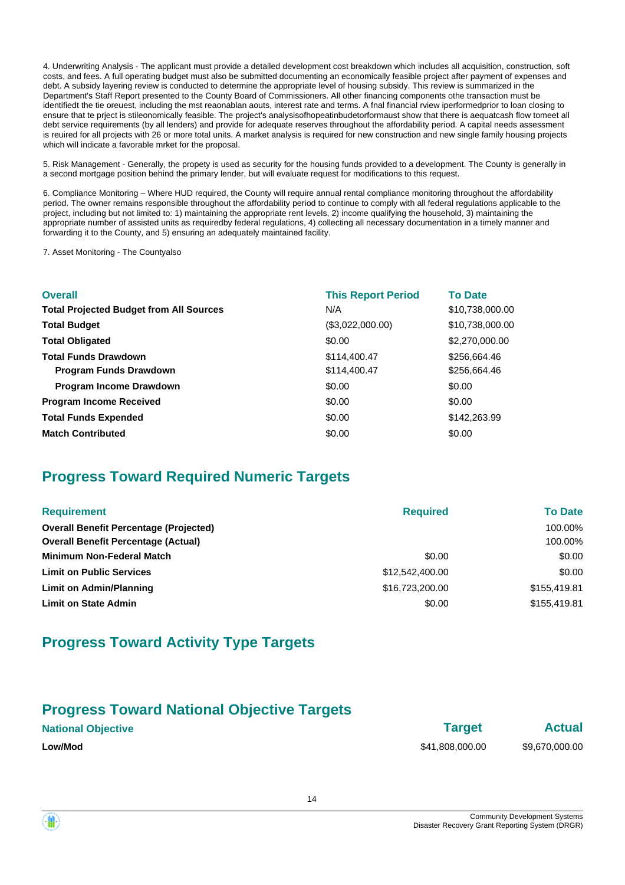4. Underwriting Analysis - The applicant must provide a detailed development cost breakdown which includes all acquisition, construction, soft costs, and fees. A full operating budget must also be submitted documenting an economically feasible project after payment of expenses and debt. A subsidy layering review is conducted to determine the appropriate level of housing subsidy. This review is summarized in the Department's Staff Report presented to the County Board of Commissioners. All other financing components othe transaction must be identifiedt the tie oreuest, including the mst reaonablan aouts, interest rate and terms. A fnal financial rview iperformedprior to loan closing to ensure that te prject is stileonomically feasible. The project's analysisofhopeatinbudetorformaust show that there is aequatcash flow tomeet all debt service requirements (by all lenders) and provide for adequate reserves throughout the affordability period. A capital needs assessment is reuired for all projects with 26 or more total units. A market analysis is required for new construction and new single family housing projects which will indicate a favorable mrket for the proposal.

5. Risk Management - Generally, the propety is used as security for the housing funds provided to a development. The County is generally in a second mortgage position behind the primary lender, but will evaluate request for modifications to this request.

6. Compliance Monitoring – Where HUD required, the County will require annual rental compliance monitoring throughout the affordability period. The owner remains responsible throughout the affordability period to continue to comply with all federal regulations applicable to the project, including but not limited to: 1) maintaining the appropriate rent levels, 2) income qualifying the household, 3) maintaining the appropriate number of assisted units as requiredby federal regulations, 4) collecting all necessary documentation in a timely manner and forwarding it to the County, and 5) ensuring an adequately maintained facility.

7. Asset Monitoring - The Countyalso

| Overall | This Report Period | To Date |
|---|---|---|
| **Total Projected Budget from All Sources** | N/A | $10,738,000.00 |
| **Total Budget** | ($3,022,000.00) | $10,738,000.00 |
| **Total Obligated** | $0.00 | $2,270,000.00 |
| **Total Funds Drawdown** | $114,400.47 | $256,664.46 |
| **Program Funds Drawdown** | $114,400.47 | $256,664.46 |
| **Program Income Drawdown** | $0.00 | $0.00 |
| **Program Income Received** | $0.00 | $0.00 |
| **Total Funds Expended** | $0.00 | $142,263.99 |
| **Match Contributed** | $0.00 | $0.00 |

## Progress Toward Required Numeric Targets

| Requirement | Required | To Date |
|---|---|---|
| **Overall Benefit Percentage (Projected)** | | 100.00% |
| **Overall Benefit Percentage (Actual)** | | 100.00% |
| **Minimum Non-Federal Match** | $0.00 | $0.00 |
| **Limit on Public Services** | $12,542,400.00 | $0.00 |
| **Limit on Admin/Planning** | $16,723,200.00 | $155,419.81 |
| **Limit on State Admin** | $0.00 | $155,419.81 |

## Progress Toward Activity Type Targets

## Progress Toward National Objective Targets

| National Objective | Target | Actual |
|---|---|---|
| **Low/Mod** | $41,808,000.00 | $9,670,000.00 |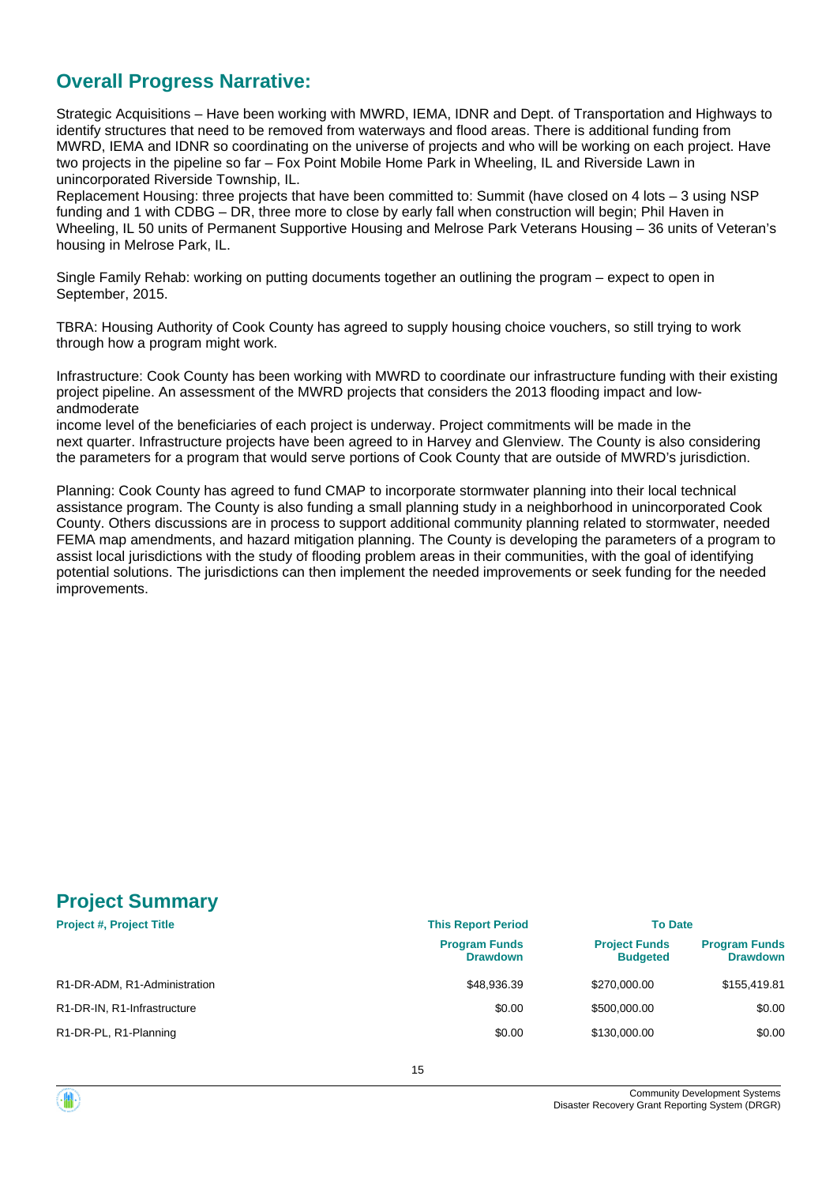## Overall Progress Narrative:

Strategic Acquisitions – Have been working with MWRD, IEMA, IDNR and Dept. of Transportation and Highways to identify structures that need to be removed from waterways and flood areas. There is additional funding from MWRD, IEMA and IDNR so coordinating on the universe of projects and who will be working on each project. Have two projects in the pipeline so far – Fox Point Mobile Home Park in Wheeling, IL and Riverside Lawn in unincorporated Riverside Township, IL.
Replacement Housing: three projects that have been committed to: Summit (have closed on 4 lots – 3 using NSP funding and 1 with CDBG – DR, three more to close by early fall when construction will begin; Phil Haven in Wheeling, IL 50 units of Permanent Supportive Housing and Melrose Park Veterans Housing – 36 units of Veteran's housing in Melrose Park, IL.

Single Family Rehab: working on putting documents together an outlining the program – expect to open in September, 2015.

TBRA: Housing Authority of Cook County has agreed to supply housing choice vouchers, so still trying to work through how a program might work.

Infrastructure: Cook County has been working with MWRD to coordinate our infrastructure funding with their existing project pipeline. An assessment of the MWRD projects that considers the 2013 flooding impact and low-andmoderate
income level of the beneficiaries of each project is underway. Project commitments will be made in the next quarter. Infrastructure projects have been agreed to in Harvey and Glenview. The County is also considering the parameters for a program that would serve portions of Cook County that are outside of MWRD's jurisdiction.

Planning: Cook County has agreed to fund CMAP to incorporate stormwater planning into their local technical assistance program. The County is also funding a small planning study in a neighborhood in unincorporated Cook County. Others discussions are in process to support additional community planning related to stormwater, needed FEMA map amendments, and hazard mitigation planning. The County is developing the parameters of a program to assist local jurisdictions with the study of flooding problem areas in their communities, with the goal of identifying potential solutions. The jurisdictions can then implement the needed improvements or seek funding for the needed improvements.

## Project Summary

| Project #, Project Title | This Report Period | To Date | |
|---|---|---|---|
| | Program Funds Drawdown | Project Funds Budgeted | Program Funds Drawdown |
| R1-DR-ADM, R1-Administration | $48,936.39 | $270,000.00 | $155,419.81 |
| R1-DR-IN, R1-Infrastructure | $0.00 | $500,000.00 | $0.00 |
| R1-DR-PL, R1-Planning | $0.00 | $130,000.00 | $0.00 |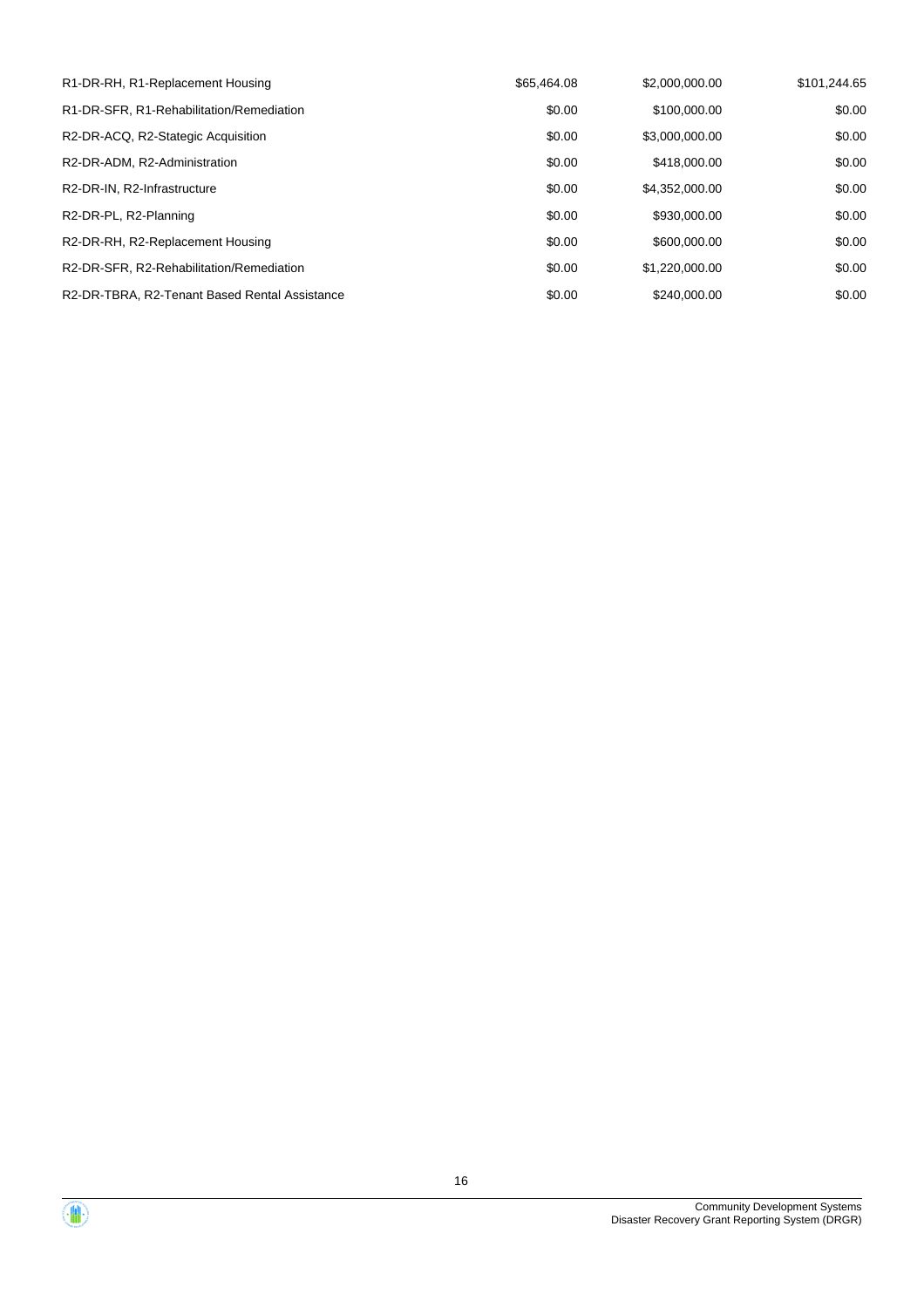| | | | |
|---|---|---|---|
| R1-DR-RH, R1-Replacement Housing | $65,464.08 | $2,000,000.00 | $101,244.65 |
| R1-DR-SFR, R1-Rehabilitation/Remediation | $0.00 | $100,000.00 | $0.00 |
| R2-DR-ACQ, R2-Stategic Acquisition | $0.00 | $3,000,000.00 | $0.00 |
| R2-DR-ADM, R2-Administration | $0.00 | $418,000.00 | $0.00 |
| R2-DR-IN, R2-Infrastructure | $0.00 | $4,352,000.00 | $0.00 |
| R2-DR-PL, R2-Planning | $0.00 | $930,000.00 | $0.00 |
| R2-DR-RH, R2-Replacement Housing | $0.00 | $600,000.00 | $0.00 |
| R2-DR-SFR, R2-Rehabilitation/Remediation | $0.00 | $1,220,000.00 | $0.00 |
| R2-DR-TBRA, R2-Tenant Based Rental Assistance | $0.00 | $240,000.00 | $0.00 |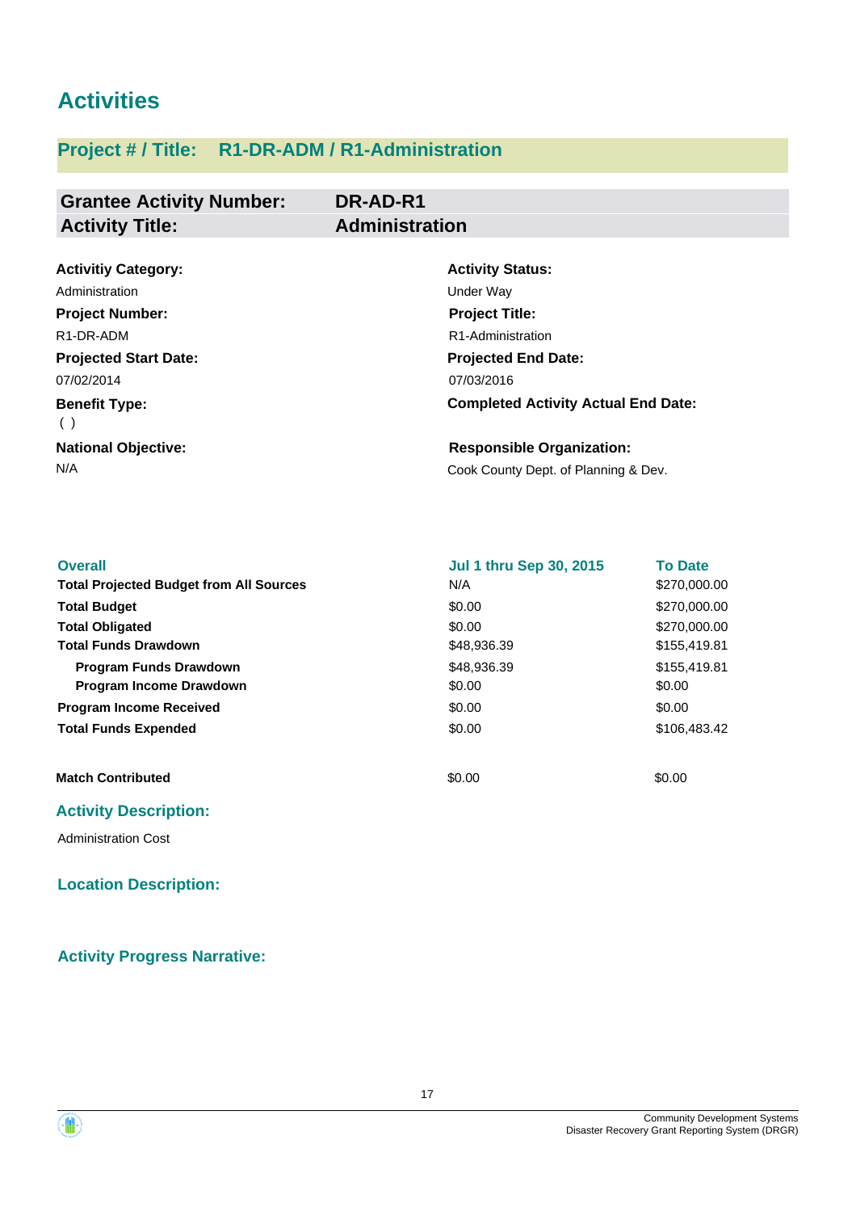# Activities

## Project # / Title: R1-DR-ADM / R1-Administration

| | |
|---|---|
| **Grantee Activity Number:** | **DR-AD-R1** |
| **Activity Title:** | **Administration** |

**Activitiy Category:**
Administration

**Activity Status:**
Under Way

**Project Number:**
R1-DR-ADM

**Project Title:**
R1-Administration

**Projected Start Date:**
07/02/2014

**Projected End Date:**
07/03/2016

**Benefit Type:**
( )

**Completed Activity Actual End Date:**

**National Objective:**
N/A

**Responsible Organization:**
Cook County Dept. of Planning & Dev.

| Overall | Jul 1 thru Sep 30, 2015 | To Date |
|---|---|---|
| **Total Projected Budget from All Sources** | N/A | $270,000.00 |
| **Total Budget** | $0.00 | $270,000.00 |
| **Total Obligated** | $0.00 | $270,000.00 |
| **Total Funds Drawdown** | $48,936.39 | $155,419.81 |
| **Program Funds Drawdown** | $48,936.39 | $155,419.81 |
| **Program Income Drawdown** | $0.00 | $0.00 |
| **Program Income Received** | $0.00 | $0.00 |
| **Total Funds Expended** | $0.00 | $106,483.42 |
| **Match Contributed** | $0.00 | $0.00 |

### Activity Description:

Administration Cost

### Location Description:

### Activity Progress Narrative: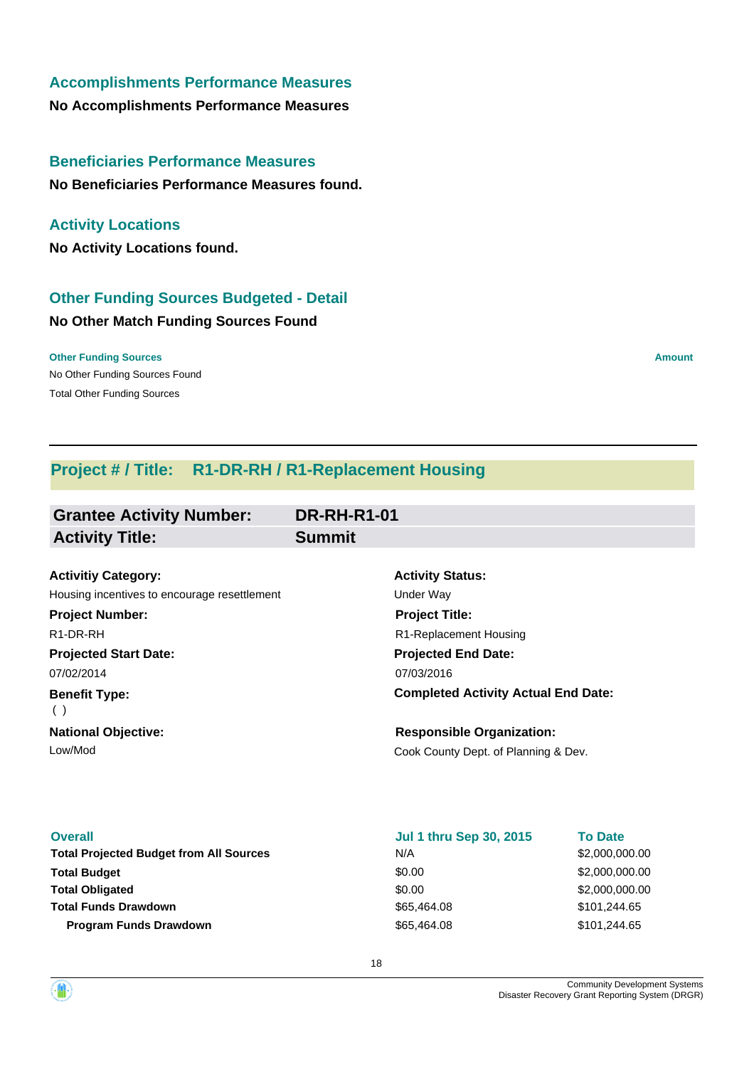## Accomplishments Performance Measures

**No Accomplishments Performance Measures**

## Beneficiaries Performance Measures

**No Beneficiaries Performance Measures found.**

## Activity Locations

**No Activity Locations found.**

## Other Funding Sources Budgeted - Detail

**No Other Match Funding Sources Found**

| Other Funding Sources | Amount |
|---|---|
| No Other Funding Sources Found | |
| Total Other Funding Sources | |

---

## Project # / Title: R1-DR-RH / R1-Replacement Housing

| | |
|---|---|
| **Grantee Activity Number:** | **DR-RH-R1-01** |
| **Activity Title:** | **Summit** |

**Activitiy Category:**
Housing incentives to encourage resettlement

**Activity Status:**
Under Way

**Project Number:**
R1-DR-RH

**Project Title:**
R1-Replacement Housing

**Projected Start Date:**
07/02/2014

**Projected End Date:**
07/03/2016

**Benefit Type:**
( )

**Completed Activity Actual End Date:**

**National Objective:**
Low/Mod

**Responsible Organization:**
Cook County Dept. of Planning & Dev.

| Overall | Jul 1 thru Sep 30, 2015 | To Date |
|---|---|---|
| **Total Projected Budget from All Sources** | N/A | $2,000,000.00 |
| **Total Budget** | $0.00 | $2,000,000.00 |
| **Total Obligated** | $0.00 | $2,000,000.00 |
| **Total Funds Drawdown** | $65,464.08 | $101,244.65 |
| **Program Funds Drawdown** | $65,464.08 | $101,244.65 |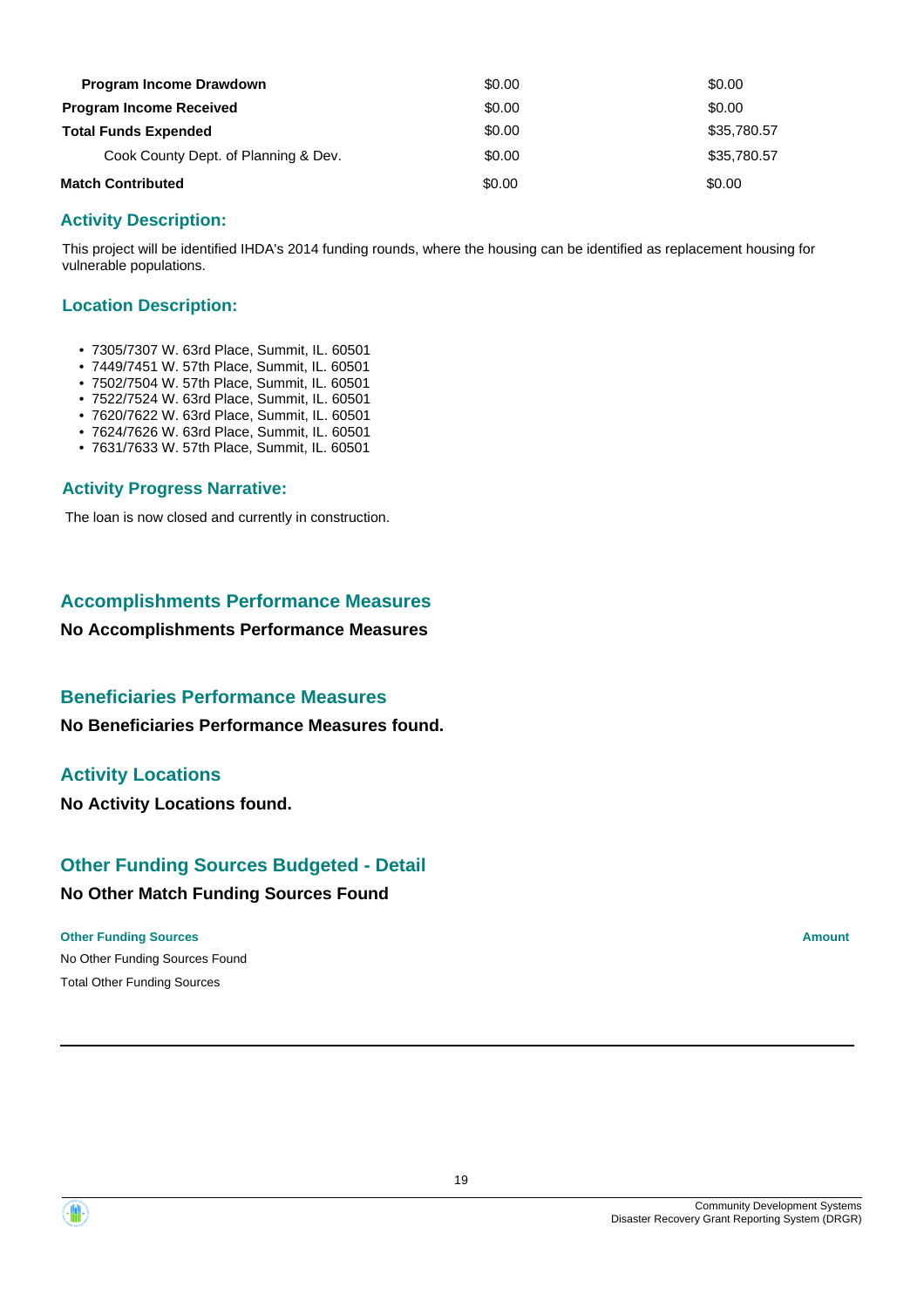| | | |
|---|---|---|
| **Program Income Drawdown** | $0.00 | $0.00 |
| **Program Income Received** | $0.00 | $0.00 |
| **Total Funds Expended** | $0.00 | $35,780.57 |
| Cook County Dept. of Planning & Dev. | $0.00 | $35,780.57 |
| **Match Contributed** | $0.00 | $0.00 |

## Activity Description:

This project will be identified IHDA's 2014 funding rounds, where the housing can be identified as replacement housing for vulnerable populations.

## Location Description:

- 7305/7307 W. 63rd Place, Summit, IL. 60501
- 7449/7451 W. 57th Place, Summit, IL. 60501
- 7502/7504 W. 57th Place, Summit, IL. 60501
- 7522/7524 W. 63rd Place, Summit, IL. 60501
- 7620/7622 W. 63rd Place, Summit, IL. 60501
- 7624/7626 W. 63rd Place, Summit, IL. 60501
- 7631/7633 W. 57th Place, Summit, IL. 60501

## Activity Progress Narrative:

The loan is now closed and currently in construction.

## Accomplishments Performance Measures

**No Accomplishments Performance Measures**

## Beneficiaries Performance Measures

**No Beneficiaries Performance Measures found.**

## Activity Locations

**No Activity Locations found.**

## Other Funding Sources Budgeted - Detail

**No Other Match Funding Sources Found**

| Other Funding Sources | Amount |
|---|---|
| No Other Funding Sources Found | |
| Total Other Funding Sources | |